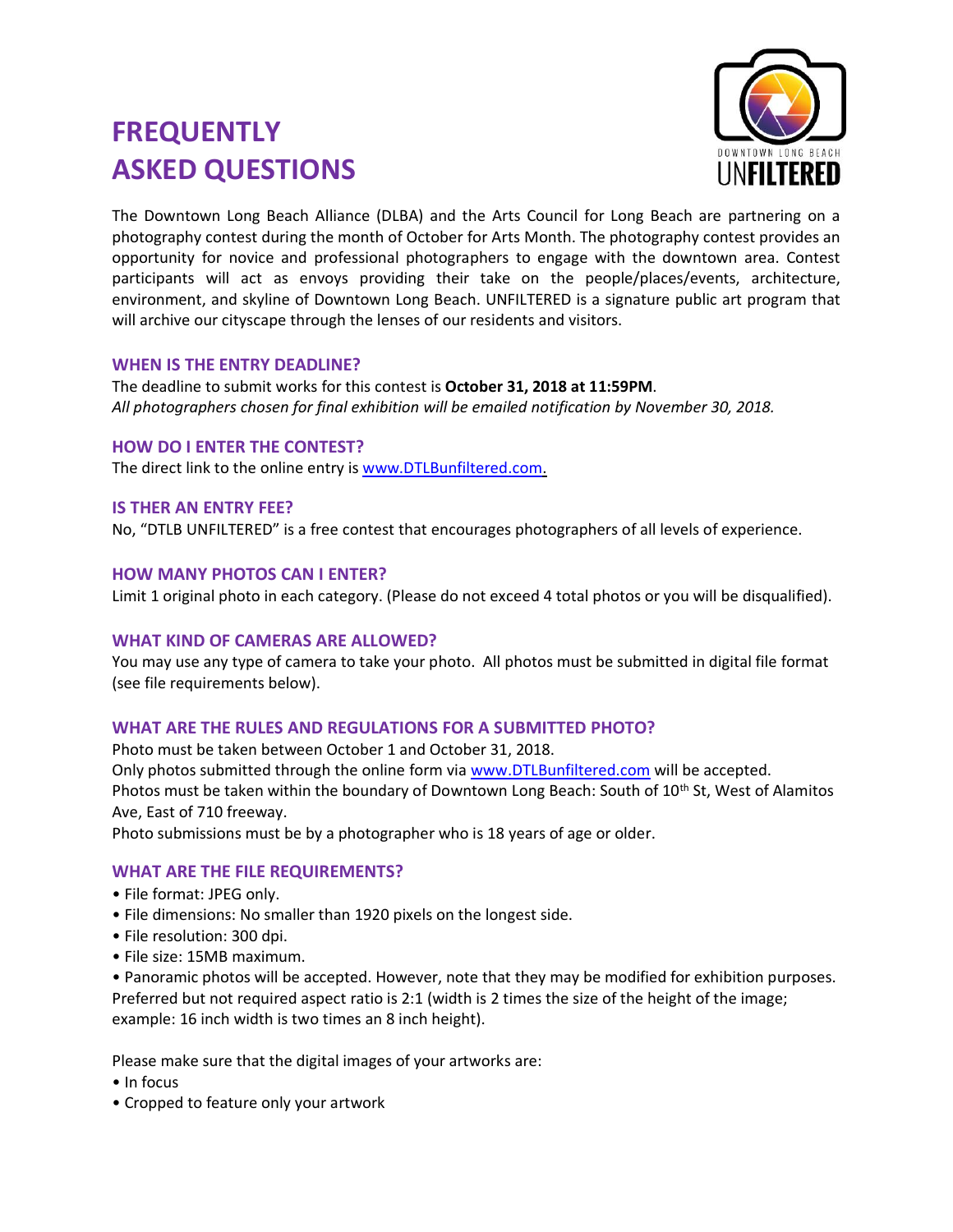# FREQUENTLY ASKED QUESTIONS

DOWNTOWN LONG BEACH UNFILTERED

The Downtown Long Beach Alliance (DLBA) and the Arts Council for Long Beach are partnering on a photography contest during the month of October for Arts Month. The photography contest provides an opportunity for novice and professional photographers to engage with the downtown area. Contest participants will act as envoys providing their take on the people/places/events, architecture, environment, and skyline of Downtown Long Beach. UNFILTERED is a signature public art program that will archive our cityscape through the lenses of our residents and visitors.

## WHEN IS THE ENTRY DEADLINE?

The deadline to submit works for this contest is **October 31, 2018 at 11:59PM**.
*All photographers chosen for final exhibition will be emailed notification by November 30, 2018.*

## HOW DO I ENTER THE CONTEST?

The direct link to the online entry is www.DTLBunfiltered.com.

## IS THER AN ENTRY FEE?

No, "DTLB UNFILTERED" is a free contest that encourages photographers of all levels of experience.

## HOW MANY PHOTOS CAN I ENTER?

Limit 1 original photo in each category. (Please do not exceed 4 total photos or you will be disqualified).

## WHAT KIND OF CAMERAS ARE ALLOWED?

You may use any type of camera to take your photo. All photos must be submitted in digital file format (see file requirements below).

## WHAT ARE THE RULES AND REGULATIONS FOR A SUBMITTED PHOTO?

Photo must be taken between October 1 and October 31, 2018.
Only photos submitted through the online form via www.DTLBunfiltered.com will be accepted.
Photos must be taken within the boundary of Downtown Long Beach: South of 10th St, West of Alamitos Ave, East of 710 freeway.
Photo submissions must be by a photographer who is 18 years of age or older.

## WHAT ARE THE FILE REQUIREMENTS?

- File format: JPEG only.
- File dimensions: No smaller than 1920 pixels on the longest side.
- File resolution: 300 dpi.
- File size: 15MB maximum.
- Panoramic photos will be accepted. However, note that they may be modified for exhibition purposes. Preferred but not required aspect ratio is 2:1 (width is 2 times the size of the height of the image; example: 16 inch width is two times an 8 inch height).

Please make sure that the digital images of your artworks are:

- In focus
- Cropped to feature only your artwork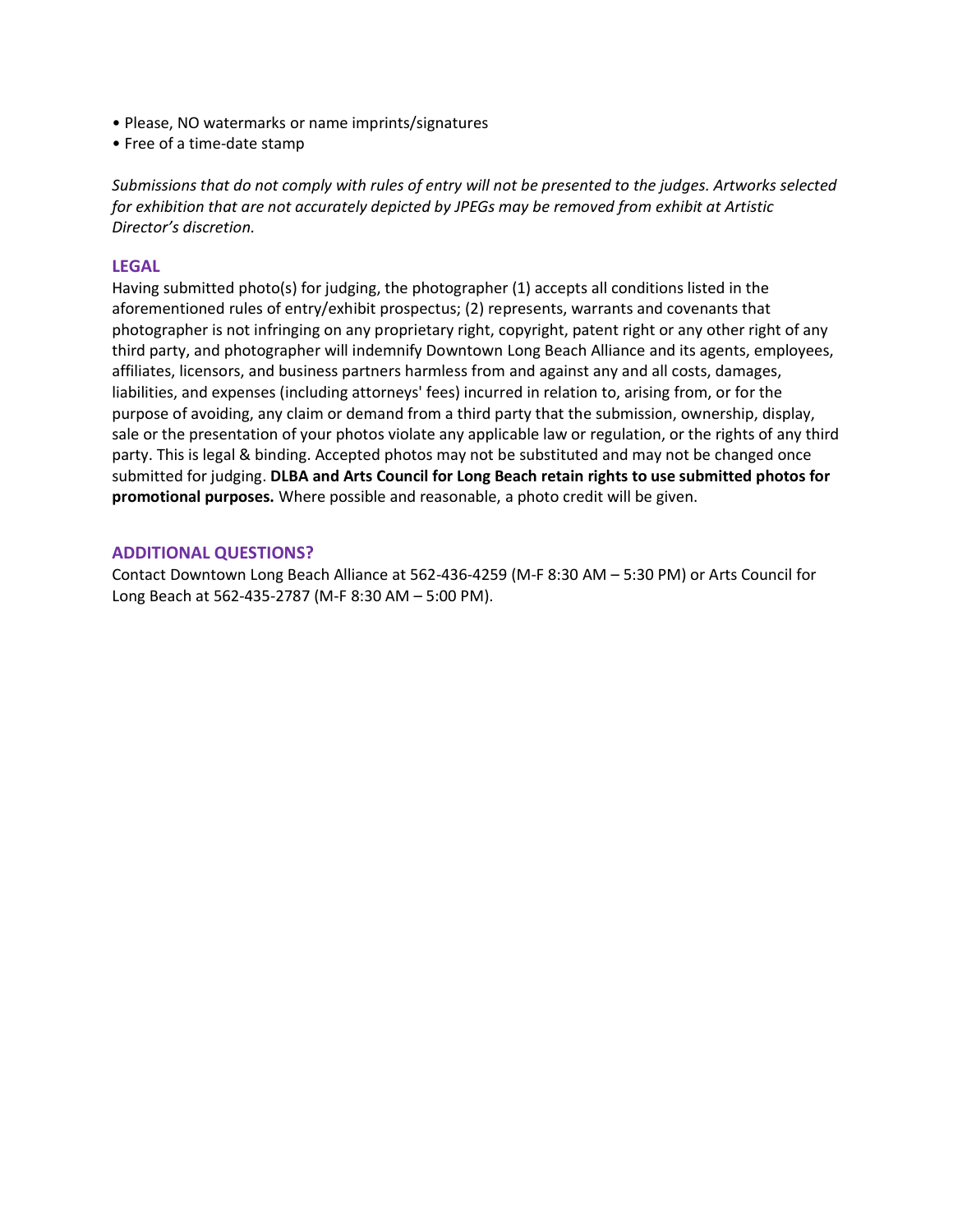- Please, NO watermarks or name imprints/signatures
- Free of a time-date stamp

*Submissions that do not comply with rules of entry will not be presented to the judges. Artworks selected for exhibition that are not accurately depicted by JPEGs may be removed from exhibit at Artistic Director's discretion.*

## LEGAL

Having submitted photo(s) for judging, the photographer (1) accepts all conditions listed in the aforementioned rules of entry/exhibit prospectus; (2) represents, warrants and covenants that photographer is not infringing on any proprietary right, copyright, patent right or any other right of any third party, and photographer will indemnify Downtown Long Beach Alliance and its agents, employees, affiliates, licensors, and business partners harmless from and against any and all costs, damages, liabilities, and expenses (including attorneys' fees) incurred in relation to, arising from, or for the purpose of avoiding, any claim or demand from a third party that the submission, ownership, display, sale or the presentation of your photos violate any applicable law or regulation, or the rights of any third party. This is legal & binding. Accepted photos may not be substituted and may not be changed once submitted for judging. **DLBA and Arts Council for Long Beach retain rights to use submitted photos for promotional purposes.** Where possible and reasonable, a photo credit will be given.

## ADDITIONAL QUESTIONS?

Contact Downtown Long Beach Alliance at 562-436-4259 (M-F 8:30 AM – 5:30 PM) or Arts Council for Long Beach at 562-435-2787 (M-F 8:30 AM – 5:00 PM).